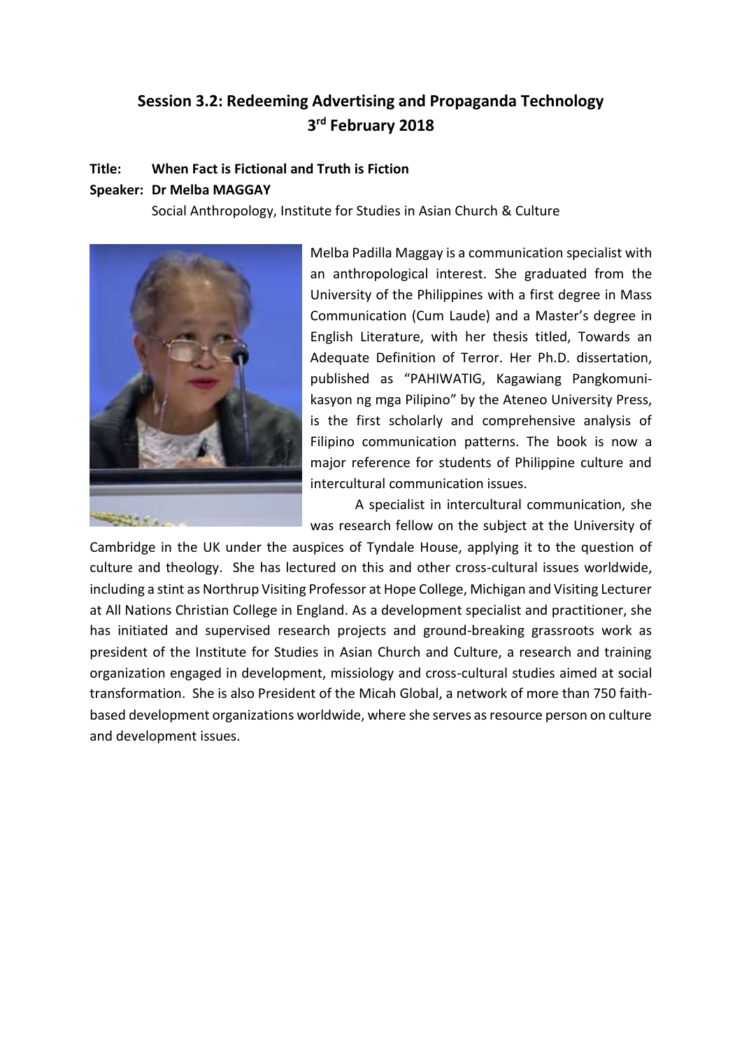## Session 3.2: Redeeming Advertising and Propaganda Technology
## 3rd February 2018

**Title: When Fact is Fictional and Truth is Fiction**

**Speaker: Dr Melba MAGGAY**

Social Anthropology, Institute for Studies in Asian Church & Culture

Melba Padilla Maggay is a communication specialist with an anthropological interest. She graduated from the University of the Philippines with a first degree in Mass Communication (Cum Laude) and a Master's degree in English Literature, with her thesis titled, Towards an Adequate Definition of Terror. Her Ph.D. dissertation, published as "PAHIWATIG, Kagawiang Pangkomunikasyon ng mga Pilipino" by the Ateneo University Press, is the first scholarly and comprehensive analysis of Filipino communication patterns. The book is now a major reference for students of Philippine culture and intercultural communication issues.

A specialist in intercultural communication, she was research fellow on the subject at the University of Cambridge in the UK under the auspices of Tyndale House, applying it to the question of culture and theology. She has lectured on this and other cross-cultural issues worldwide, including a stint as Northrup Visiting Professor at Hope College, Michigan and Visiting Lecturer at All Nations Christian College in England. As a development specialist and practitioner, she has initiated and supervised research projects and ground-breaking grassroots work as president of the Institute for Studies in Asian Church and Culture, a research and training organization engaged in development, missiology and cross-cultural studies aimed at social transformation. She is also President of the Micah Global, a network of more than 750 faith-based development organizations worldwide, where she serves as resource person on culture and development issues.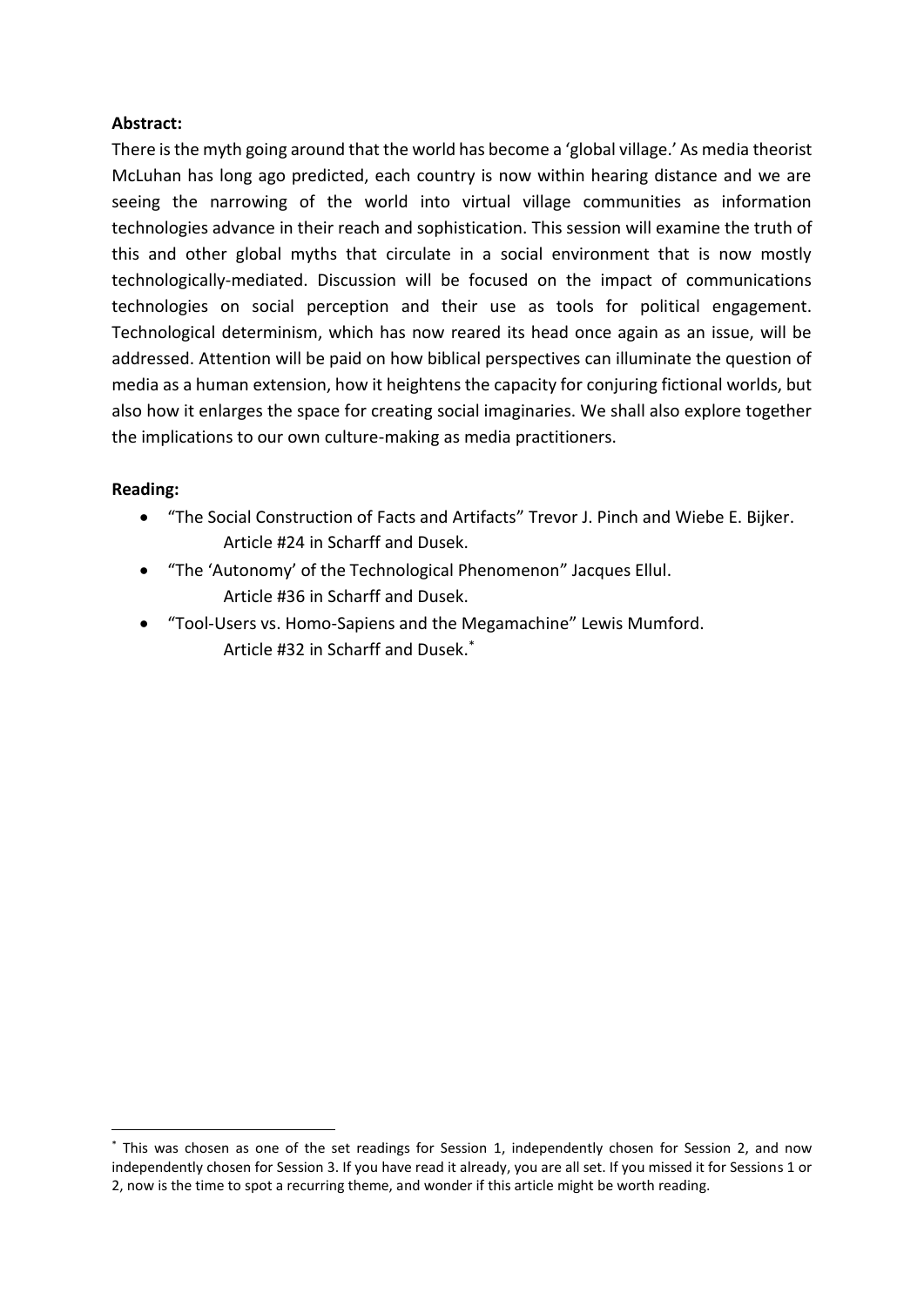**Abstract:**

There is the myth going around that the world has become a 'global village.' As media theorist McLuhan has long ago predicted, each country is now within hearing distance and we are seeing the narrowing of the world into virtual village communities as information technologies advance in their reach and sophistication. This session will examine the truth of this and other global myths that circulate in a social environment that is now mostly technologically-mediated. Discussion will be focused on the impact of communications technologies on social perception and their use as tools for political engagement. Technological determinism, which has now reared its head once again as an issue, will be addressed. Attention will be paid on how biblical perspectives can illuminate the question of media as a human extension, how it heightens the capacity for conjuring fictional worlds, but also how it enlarges the space for creating social imaginaries. We shall also explore together the implications to our own culture-making as media practitioners.

**Reading:**

- "The Social Construction of Facts and Artifacts" Trevor J. Pinch and Wiebe E. Bijker.
  Article #24 in Scharff and Dusek.
- "The 'Autonomy' of the Technological Phenomenon" Jacques Ellul.
  Article #36 in Scharff and Dusek.
- "Tool-Users vs. Homo-Sapiens and the Megamachine" Lewis Mumford.
  Article #32 in Scharff and Dusek.*

---

* This was chosen as one of the set readings for Session 1, independently chosen for Session 2, and now independently chosen for Session 3. If you have read it already, you are all set. If you missed it for Sessions 1 or 2, now is the time to spot a recurring theme, and wonder if this article might be worth reading.